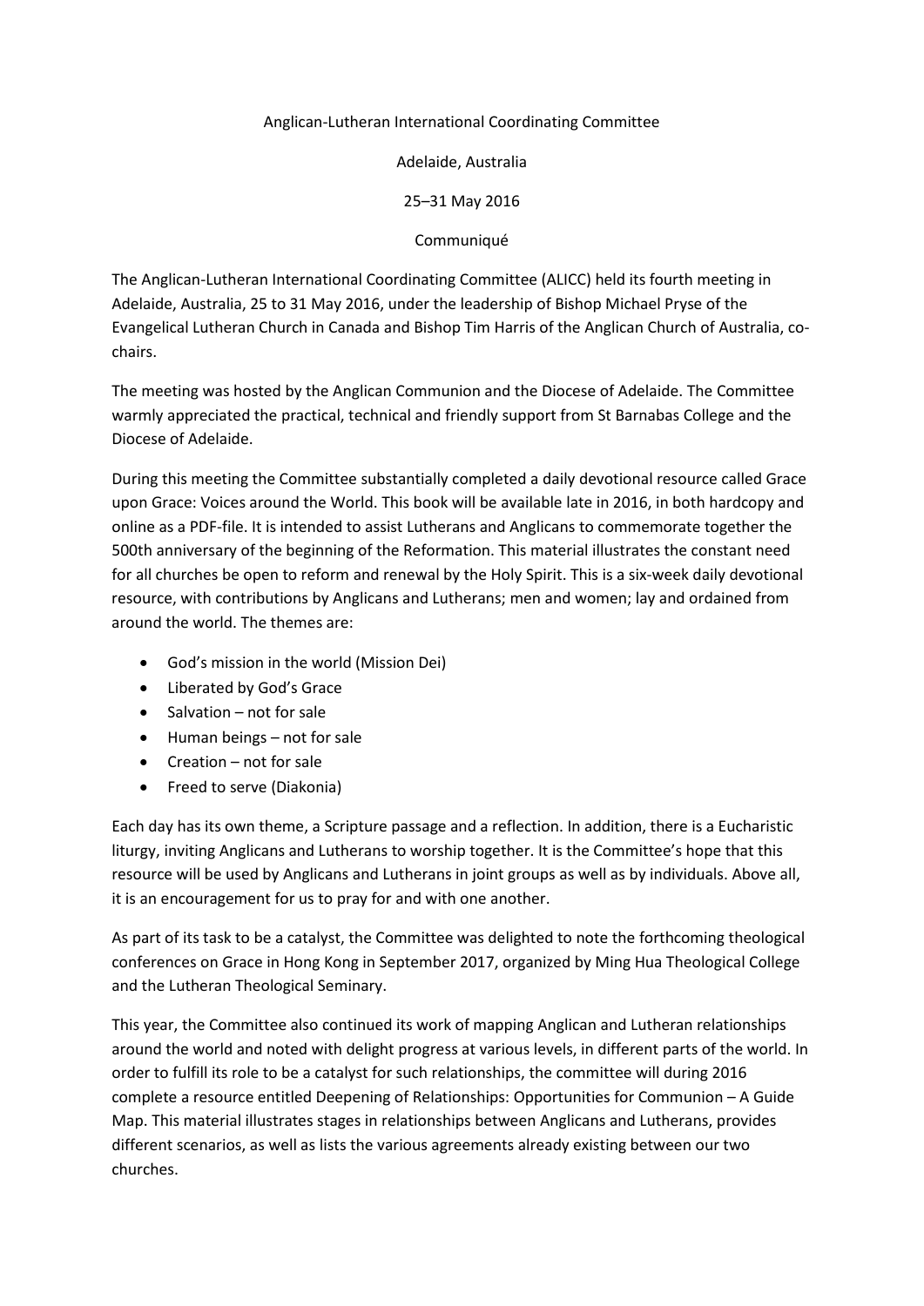Anglican-Lutheran International Coordinating Committee

Adelaide, Australia

25–31 May 2016

Communiqué

The Anglican-Lutheran International Coordinating Committee (ALICC) held its fourth meeting in Adelaide, Australia, 25 to 31 May 2016, under the leadership of Bishop Michael Pryse of the Evangelical Lutheran Church in Canada and Bishop Tim Harris of the Anglican Church of Australia, co-chairs.

The meeting was hosted by the Anglican Communion and the Diocese of Adelaide. The Committee warmly appreciated the practical, technical and friendly support from St Barnabas College and the Diocese of Adelaide.

During this meeting the Committee substantially completed a daily devotional resource called Grace upon Grace: Voices around the World. This book will be available late in 2016, in both hardcopy and online as a PDF-file. It is intended to assist Lutherans and Anglicans to commemorate together the 500th anniversary of the beginning of the Reformation. This material illustrates the constant need for all churches be open to reform and renewal by the Holy Spirit. This is a six-week daily devotional resource, with contributions by Anglicans and Lutherans; men and women; lay and ordained from around the world. The themes are:

- God's mission in the world (Mission Dei)
- Liberated by God's Grace
- Salvation – not for sale
- Human beings – not for sale
- Creation – not for sale
- Freed to serve (Diakonia)

Each day has its own theme, a Scripture passage and a reflection. In addition, there is a Eucharistic liturgy, inviting Anglicans and Lutherans to worship together. It is the Committee's hope that this resource will be used by Anglicans and Lutherans in joint groups as well as by individuals. Above all, it is an encouragement for us to pray for and with one another.

As part of its task to be a catalyst, the Committee was delighted to note the forthcoming theological conferences on Grace in Hong Kong in September 2017, organized by Ming Hua Theological College and the Lutheran Theological Seminary.

This year, the Committee also continued its work of mapping Anglican and Lutheran relationships around the world and noted with delight progress at various levels, in different parts of the world. In order to fulfill its role to be a catalyst for such relationships, the committee will during 2016 complete a resource entitled Deepening of Relationships: Opportunities for Communion – A Guide Map. This material illustrates stages in relationships between Anglicans and Lutherans, provides different scenarios, as well as lists the various agreements already existing between our two churches.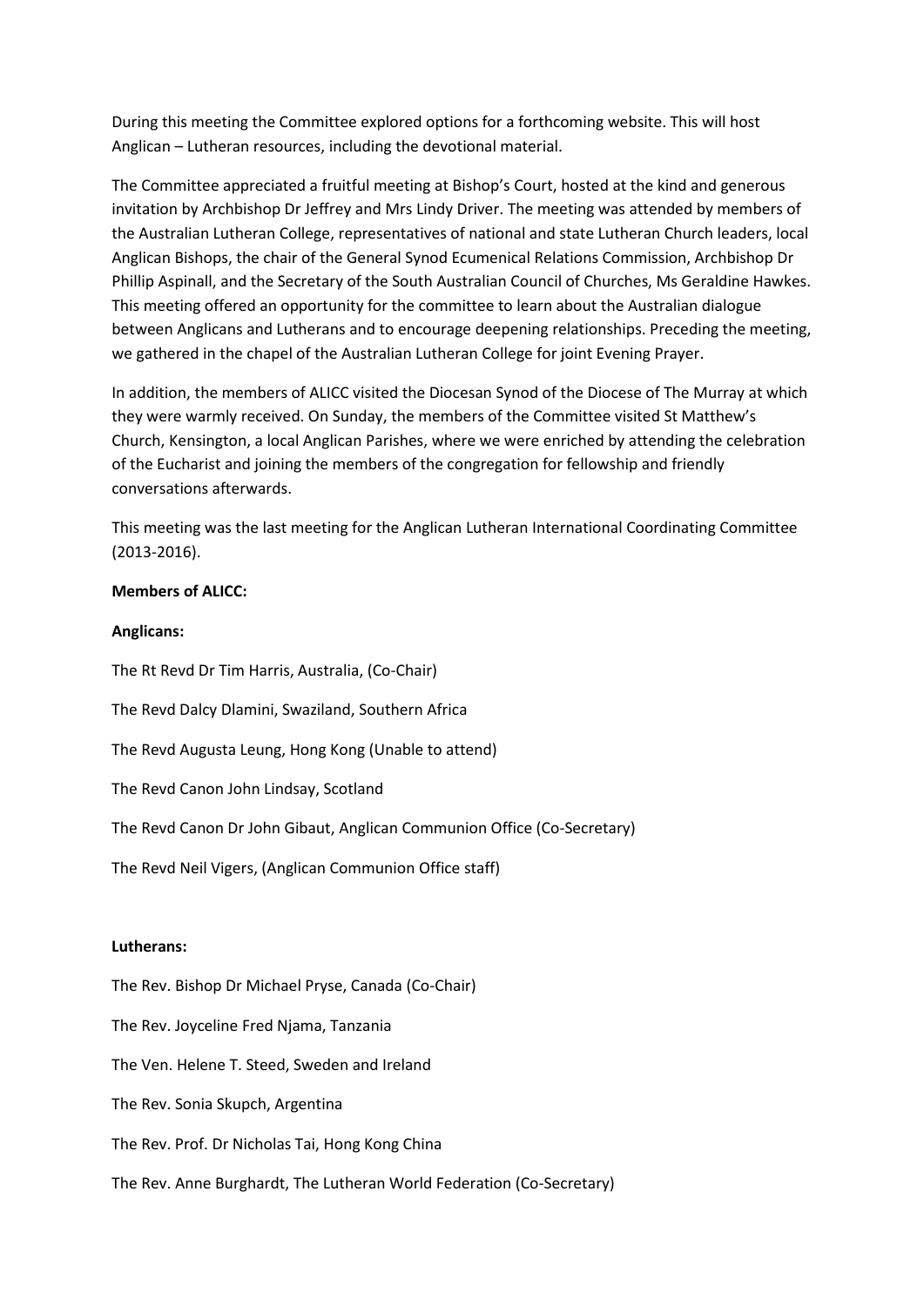During this meeting the Committee explored options for a forthcoming website. This will host Anglican – Lutheran resources, including the devotional material.

The Committee appreciated a fruitful meeting at Bishop's Court, hosted at the kind and generous invitation by Archbishop Dr Jeffrey and Mrs Lindy Driver. The meeting was attended by members of the Australian Lutheran College, representatives of national and state Lutheran Church leaders, local Anglican Bishops, the chair of the General Synod Ecumenical Relations Commission, Archbishop Dr Phillip Aspinall, and the Secretary of the South Australian Council of Churches, Ms Geraldine Hawkes. This meeting offered an opportunity for the committee to learn about the Australian dialogue between Anglicans and Lutherans and to encourage deepening relationships. Preceding the meeting, we gathered in the chapel of the Australian Lutheran College for joint Evening Prayer.

In addition, the members of ALICC visited the Diocesan Synod of the Diocese of The Murray at which they were warmly received. On Sunday, the members of the Committee visited St Matthew's Church, Kensington, a local Anglican Parishes, where we were enriched by attending the celebration of the Eucharist and joining the members of the congregation for fellowship and friendly conversations afterwards.

This meeting was the last meeting for the Anglican Lutheran International Coordinating Committee (2013-2016).

**Members of ALICC:**

**Anglicans:**

The Rt Revd Dr Tim Harris, Australia, (Co-Chair)

The Revd Dalcy Dlamini, Swaziland, Southern Africa

The Revd Augusta Leung, Hong Kong (Unable to attend)

The Revd Canon John Lindsay, Scotland

The Revd Canon Dr John Gibaut, Anglican Communion Office (Co-Secretary)

The Revd Neil Vigers, (Anglican Communion Office staff)

**Lutherans:**

The Rev. Bishop Dr Michael Pryse, Canada (Co-Chair)

The Rev. Joyceline Fred Njama, Tanzania

The Ven. Helene T. Steed, Sweden and Ireland

The Rev. Sonia Skupch, Argentina

The Rev. Prof. Dr Nicholas Tai, Hong Kong China

The Rev. Anne Burghardt, The Lutheran World Federation (Co-Secretary)